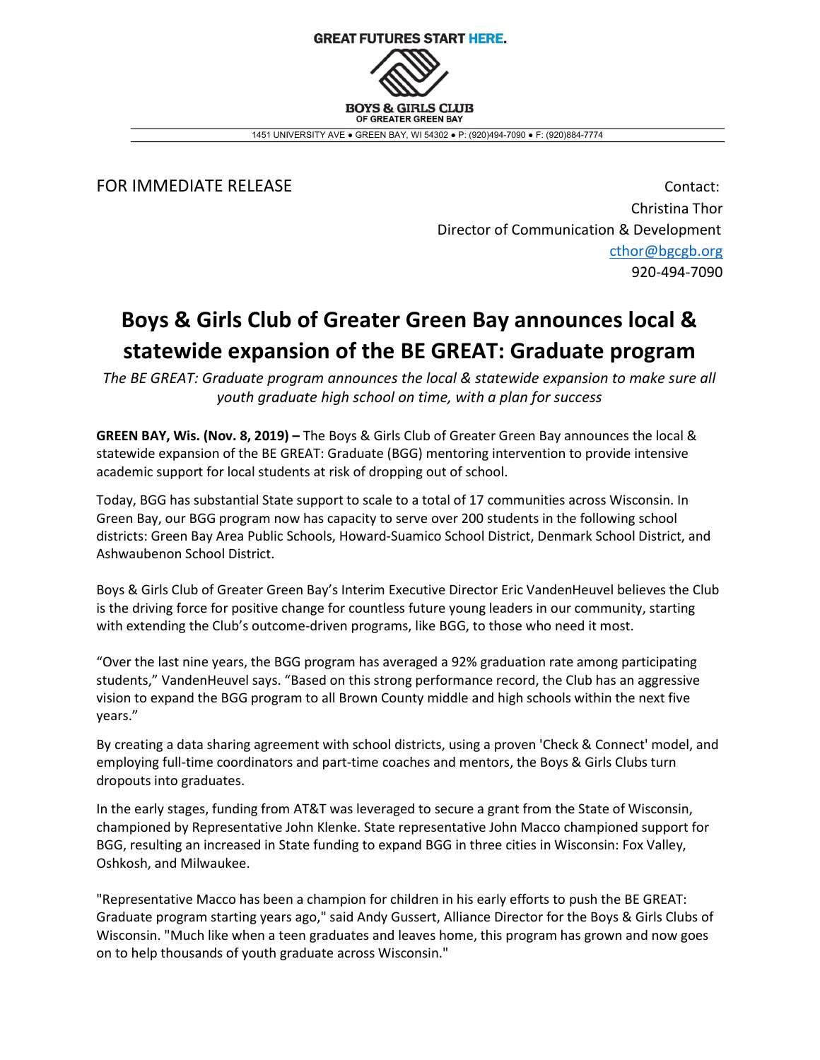GREAT FUTURES START HERE.

BOYS & GIRLS CLUB
OF GREATER GREEN BAY

1451 UNIVERSITY AVE ● GREEN BAY, WI 54302 ● P: (920)494-7090 ● F: (920)884-7774

FOR IMMEDIATE RELEASE

Contact:
Christina Thor
Director of Communication & Development
cthor@bgcgb.org
920-494-7090

# Boys & Girls Club of Greater Green Bay announces local & statewide expansion of the BE GREAT: Graduate program

*The BE GREAT: Graduate program announces the local & statewide expansion to make sure all youth graduate high school on time, with a plan for success*

**GREEN BAY, Wis. (Nov. 8, 2019) –** The Boys & Girls Club of Greater Green Bay announces the local & statewide expansion of the BE GREAT: Graduate (BGG) mentoring intervention to provide intensive academic support for local students at risk of dropping out of school.

Today, BGG has substantial State support to scale to a total of 17 communities across Wisconsin. In Green Bay, our BGG program now has capacity to serve over 200 students in the following school districts: Green Bay Area Public Schools, Howard-Suamico School District, Denmark School District, and Ashwaubenon School District.

Boys & Girls Club of Greater Green Bay's Interim Executive Director Eric VandenHeuvel believes the Club is the driving force for positive change for countless future young leaders in our community, starting with extending the Club's outcome-driven programs, like BGG, to those who need it most.

"Over the last nine years, the BGG program has averaged a 92% graduation rate among participating students," VandenHeuvel says. "Based on this strong performance record, the Club has an aggressive vision to expand the BGG program to all Brown County middle and high schools within the next five years."

By creating a data sharing agreement with school districts, using a proven 'Check & Connect' model, and employing full-time coordinators and part-time coaches and mentors, the Boys & Girls Clubs turn dropouts into graduates.

In the early stages, funding from AT&T was leveraged to secure a grant from the State of Wisconsin, championed by Representative John Klenke. State representative John Macco championed support for BGG, resulting an increased in State funding to expand BGG in three cities in Wisconsin: Fox Valley, Oshkosh, and Milwaukee.

"Representative Macco has been a champion for children in his early efforts to push the BE GREAT: Graduate program starting years ago," said Andy Gussert, Alliance Director for the Boys & Girls Clubs of Wisconsin. "Much like when a teen graduates and leaves home, this program has grown and now goes on to help thousands of youth graduate across Wisconsin."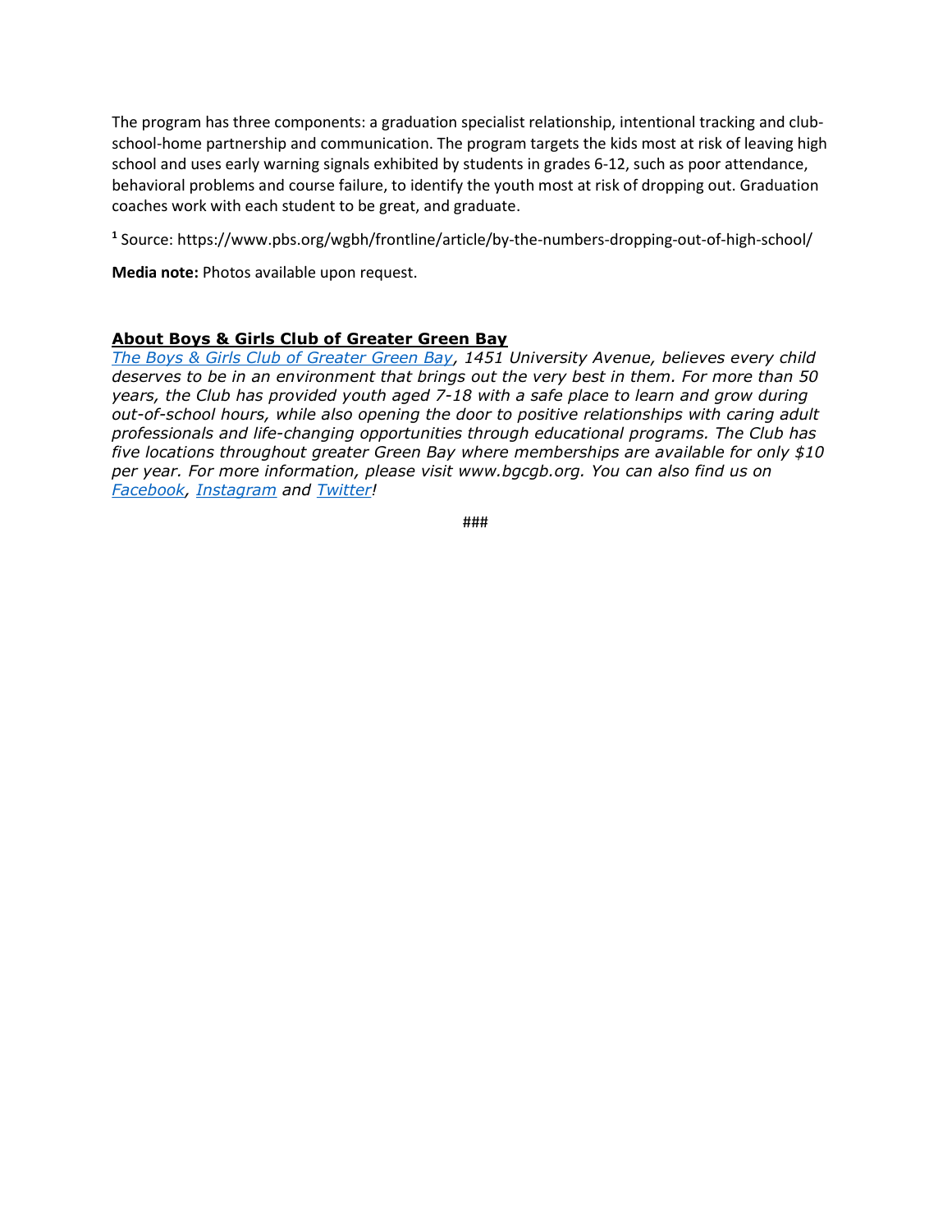The program has three components: a graduation specialist relationship, intentional tracking and club-school-home partnership and communication. The program targets the kids most at risk of leaving high school and uses early warning signals exhibited by students in grades 6-12, such as poor attendance, behavioral problems and course failure, to identify the youth most at risk of dropping out. Graduation coaches work with each student to be great, and graduate.

[1] Source: https://www.pbs.org/wgbh/frontline/article/by-the-numbers-dropping-out-of-high-school/

**Media note:** Photos available upon request.

## About Boys & Girls Club of Greater Green Bay

*The Boys & Girls Club of Greater Green Bay, 1451 University Avenue, believes every child deserves to be in an environment that brings out the very best in them. For more than 50 years, the Club has provided youth aged 7-18 with a safe place to learn and grow during out-of-school hours, while also opening the door to positive relationships with caring adult professionals and life-changing opportunities through educational programs. The Club has five locations throughout greater Green Bay where memberships are available for only $10 per year. For more information, please visit www.bgcgb.org. You can also find us on Facebook, Instagram and Twitter!*

###